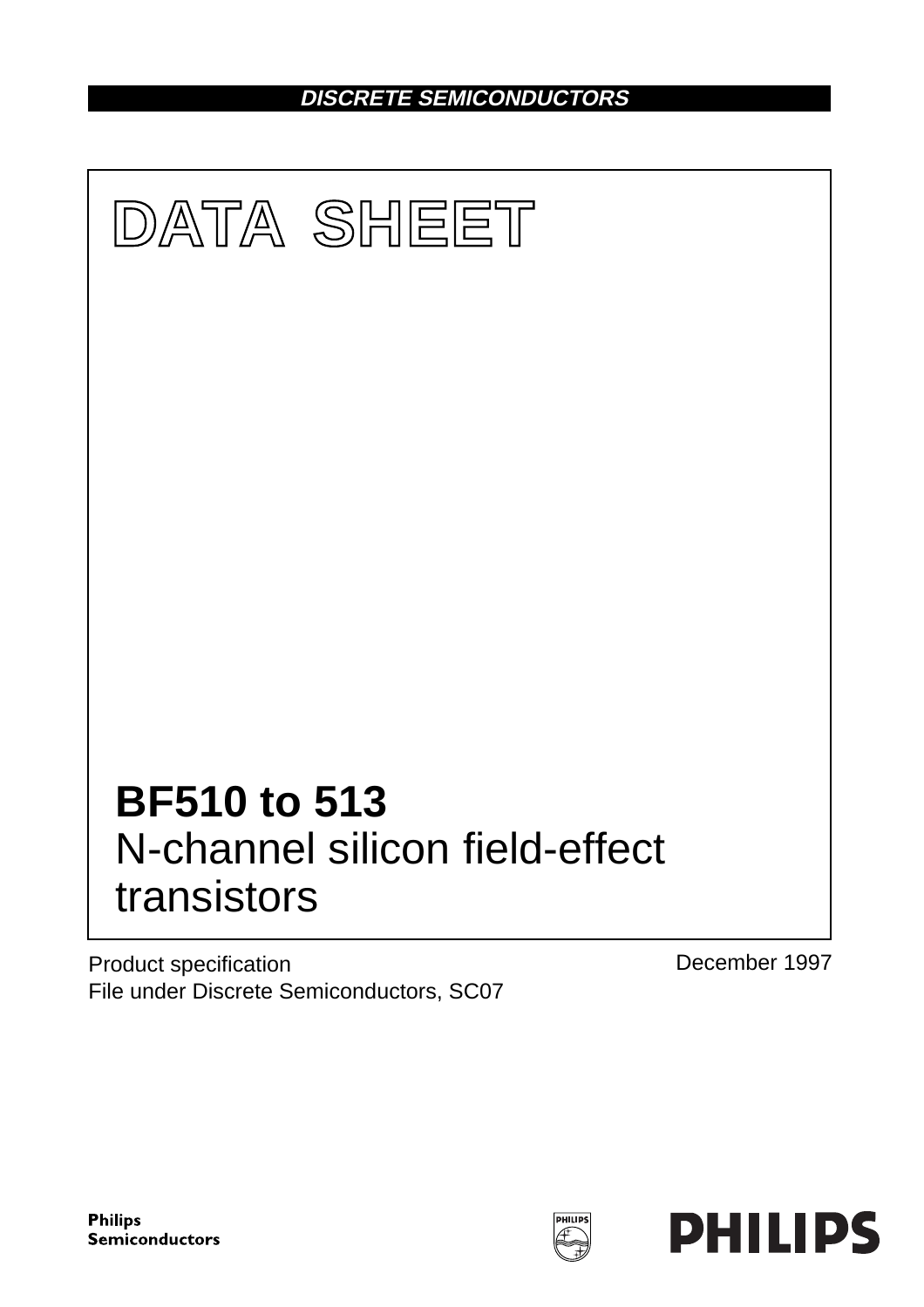DISCRETE SEMICONDUCTORS

# DATA SHEET

# BF510 to 513
N-channel silicon field-effect transistors

Product specification
File under Discrete Semiconductors, SC07

December 1997

Philips Semiconductors

PHILIPS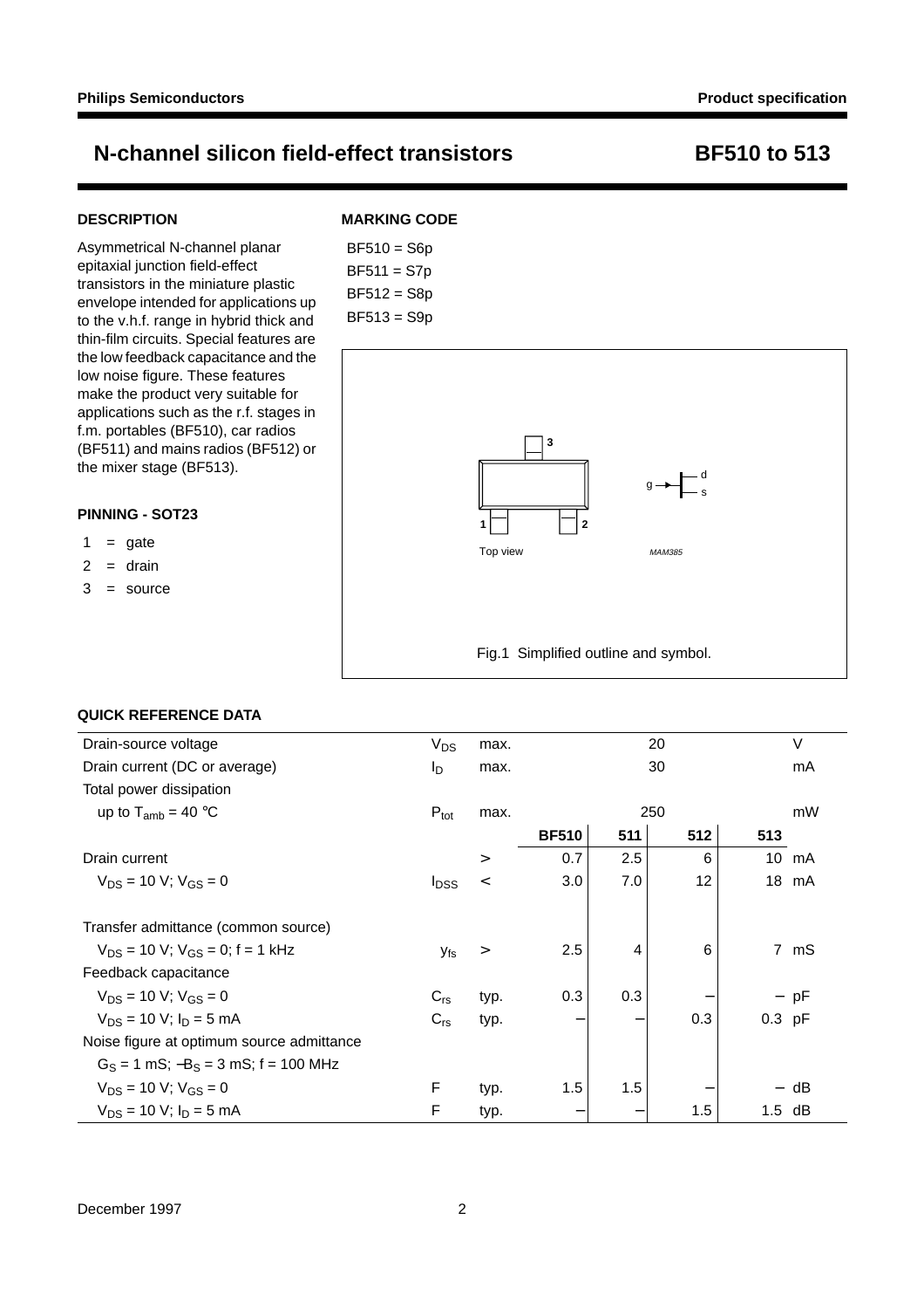# N-channel silicon field-effect transistors — BF510 to 513

## DESCRIPTION

Asymmetrical N-channel planar epitaxial junction field-effect transistors in the miniature plastic envelope intended for applications up to the v.h.f. range in hybrid thick and thin-film circuits. Special features are the low feedback capacitance and the low noise figure. These features make the product very suitable for applications such as the r.f. stages in f.m. portables (BF510), car radios (BF511) and mains radios (BF512) or the mixer stage (BF513).

## PINNING - SOT23

1 = gate

2 = drain

3 = source

## MARKING CODE

BF510 = S6p

BF511 = S7p

BF512 = S8p

BF513 = S9p

Top view

MAM385

Fig.1 Simplified outline and symbol.

## QUICK REFERENCE DATA

| | | | | | | | |
|---|---|---|---|---|---|---|---|
| Drain-source voltage | $V_{DS}$ | max. | | 20 | | | V |
| Drain current (DC or average) | $I_D$ | max. | | 30 | | | mA |
| Total power dissipation | | | | | | | |
| up to $T_{amb}$ = 40 °C | $P_{tot}$ | max. | | 250 | | | mW |
| | | | **BF510** | **511** | **512** | **513** | |
| Drain current | | > | 0.7 | 2.5 | 6 | 10 | mA |
| $V_{DS}$ = 10 V; $V_{GS}$ = 0 | $I_{DSS}$ | < | 3.0 | 7.0 | 12 | 18 | mA |
| Transfer admittance (common source) | | | | | | | |
| $V_{DS}$ = 10 V; $V_{GS}$ = 0; f = 1 kHz | $y_{fs}$ | > | 2.5 | 4 | 6 | 7 | mS |
| Feedback capacitance | | | | | | | |
| $V_{DS}$ = 10 V; $V_{GS}$ = 0 | $C_{rs}$ | typ. | 0.3 | 0.3 | − | − | pF |
| $V_{DS}$ = 10 V; $I_D$ = 5 mA | $C_{rs}$ | typ. | − | − | 0.3 | 0.3 | pF |
| Noise figure at optimum source admittance | | | | | | | |
| $G_S$ = 1 mS; $-B_S$ = 3 mS; f = 100 MHz | | | | | | | |
| $V_{DS}$ = 10 V; $V_{GS}$ = 0 | F | typ. | 1.5 | 1.5 | − | − | dB |
| $V_{DS}$ = 10 V; $I_D$ = 5 mA | F | typ. | − | − | 1.5 | 1.5 | dB |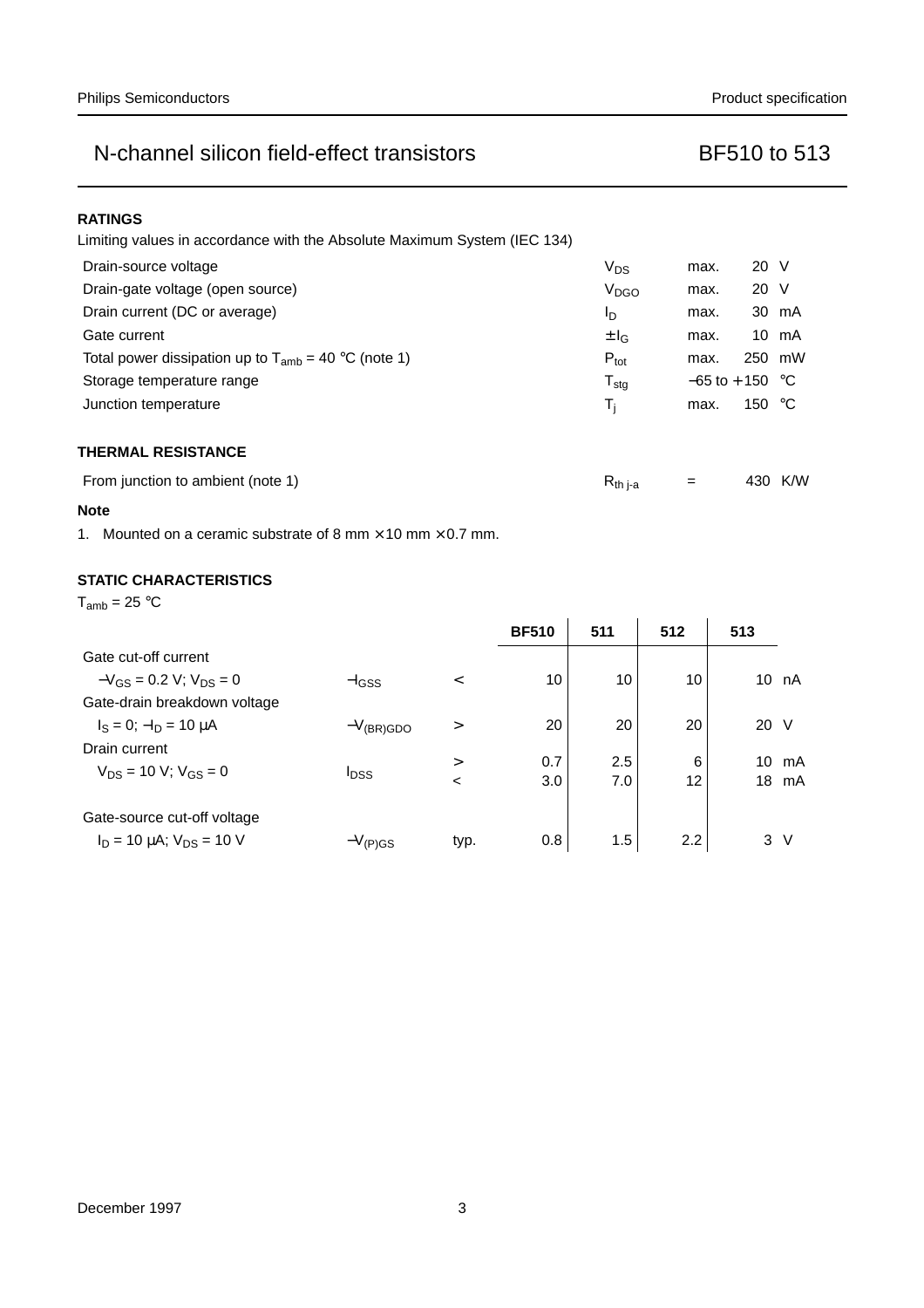## RATINGS

Limiting values in accordance with the Absolute Maximum System (IEC 134)

| | | | |
|---|---|---|---|
| Drain-source voltage | $V_{DS}$ | max. | 20 V |
| Drain-gate voltage (open source) | $V_{DGO}$ | max. | 20 V |
| Drain current (DC or average) | $I_D$ | max. | 30 mA |
| Gate current | $\pm I_G$ | max. | 10 mA |
| Total power dissipation up to $T_{amb}$ = 40 °C (note 1) | $P_{tot}$ | max. | 250 mW |
| Storage temperature range | $T_{stg}$ | −65 to +150 | °C |
| Junction temperature | $T_j$ | max. | 150 °C |

## THERMAL RESISTANCE

| | | | |
|---|---|---|---|
| From junction to ambient (note 1) | $R_{th\ j\text{-}a}$ | = | 430 K/W |

**Note**

1. Mounted on a ceramic substrate of 8 mm × 10 mm × 0.7 mm.

## STATIC CHARACTERISTICS

$T_{amb}$ = 25 °C

| | | | BF510 | 511 | 512 | 513 | |
|---|---|---|---|---|---|---|---|
| Gate cut-off current | | | | | | | |
| $-V_{GS}$ = 0.2 V; $V_{DS}$ = 0 | $-I_{GSS}$ | < | 10 | 10 | 10 | 10 | nA |
| Gate-drain breakdown voltage | | | | | | | |
| $I_S$ = 0; $-I_D$ = 10 μA | $-V_{(BR)GDO}$ | > | 20 | 20 | 20 | 20 | V |
| Drain current | | | | | | | |
| $V_{DS}$ = 10 V; $V_{GS}$ = 0 | $I_{DSS}$ | > | 0.7 | 2.5 | 6 | 10 | mA |
| | | < | 3.0 | 7.0 | 12 | 18 | mA |
| Gate-source cut-off voltage | | | | | | | |
| $I_D$ = 10 μA; $V_{DS}$ = 10 V | $-V_{(P)GS}$ | typ. | 0.8 | 1.5 | 2.2 | 3 | V |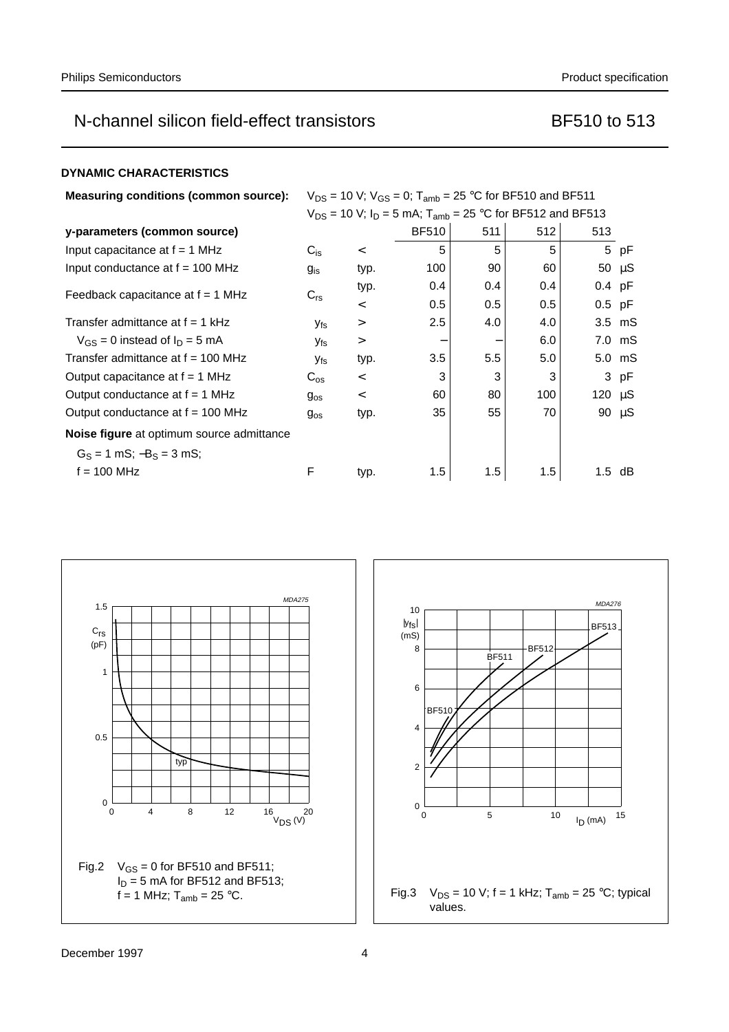## DYNAMIC CHARACTERISTICS

**Measuring conditions (common source):** $V_{DS}$ = 10 V; $V_{GS}$ = 0; $T_{amb}$ = 25 °C for BF510 and BF511
$V_{DS}$ = 10 V; $I_D$ = 5 mA; $T_{amb}$ = 25 °C for BF512 and BF513

| y-parameters (common source) | | | BF510 | 511 | 512 | 513 | |
|---|---|---|---|---|---|---|---|
| Input capacitance at f = 1 MHz | $C_{is}$ | < | 5 | 5 | 5 | 5 | pF |
| Input conductance at f = 100 MHz | $g_{is}$ | typ. | 100 | 90 | 60 | 50 | μS |
| Feedback capacitance at f = 1 MHz | $C_{rs}$ | typ. | 0.4 | 0.4 | 0.4 | 0.4 | pF |
| | | < | 0.5 | 0.5 | 0.5 | 0.5 | pF |
| Transfer admittance at f = 1 kHz | $y_{fs}$ | > | 2.5 | 4.0 | 4.0 | 3.5 | mS |
| $V_{GS}$ = 0 instead of $I_D$ = 5 mA | $y_{fs}$ | > | − | − | 6.0 | 7.0 | mS |
| Transfer admittance at f = 100 MHz | $y_{fs}$ | typ. | 3.5 | 5.5 | 5.0 | 5.0 | mS |
| Output capacitance at f = 1 MHz | $C_{os}$ | < | 3 | 3 | 3 | 3 | pF |
| Output conductance at f = 1 MHz | $g_{os}$ | < | 60 | 80 | 100 | 120 | μS |
| Output conductance at f = 100 MHz | $g_{os}$ | typ. | 35 | 55 | 70 | 90 | μS |
| **Noise figure** at optimum source admittance $G_S$ = 1 mS; $-B_S$ = 3 mS; f = 100 MHz | F | typ. | 1.5 | 1.5 | 1.5 | 1.5 | dB |

Fig.2 $V_{GS}$ = 0 for BF510 and BF511; $I_D$ = 5 mA for BF512 and BF513; f = 1 MHz; $T_{amb}$ = 25 °C.

Fig.3 $V_{DS}$ = 10 V; f = 1 kHz; $T_{amb}$ = 25 °C; typical values.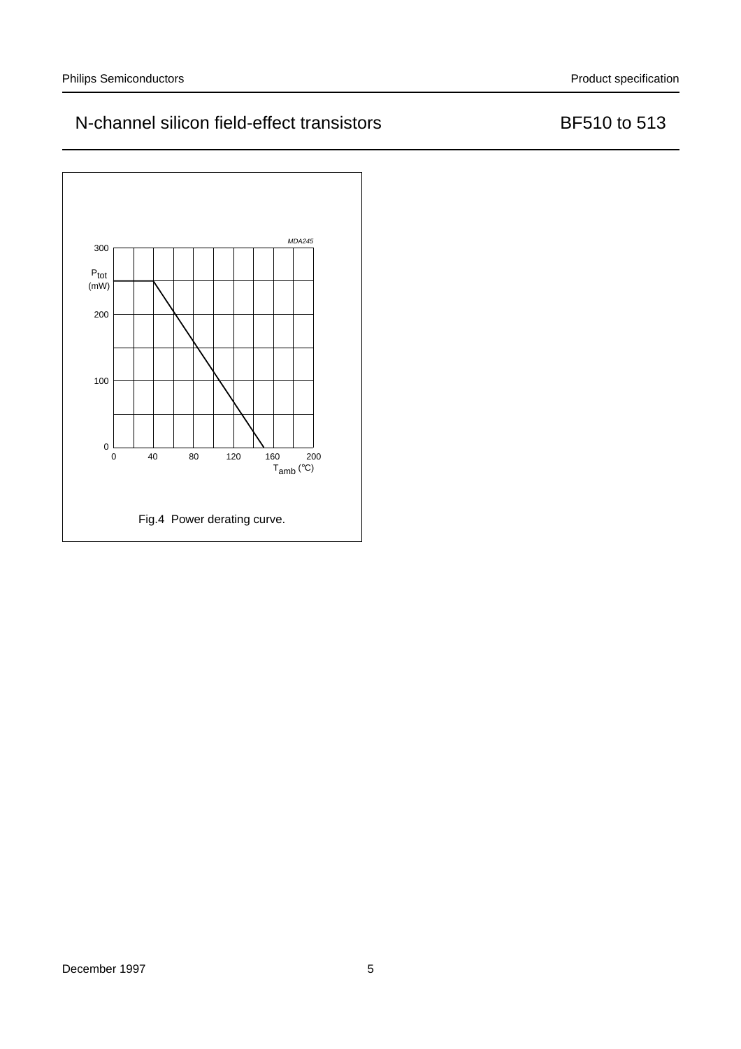Fig.4 Power derating curve.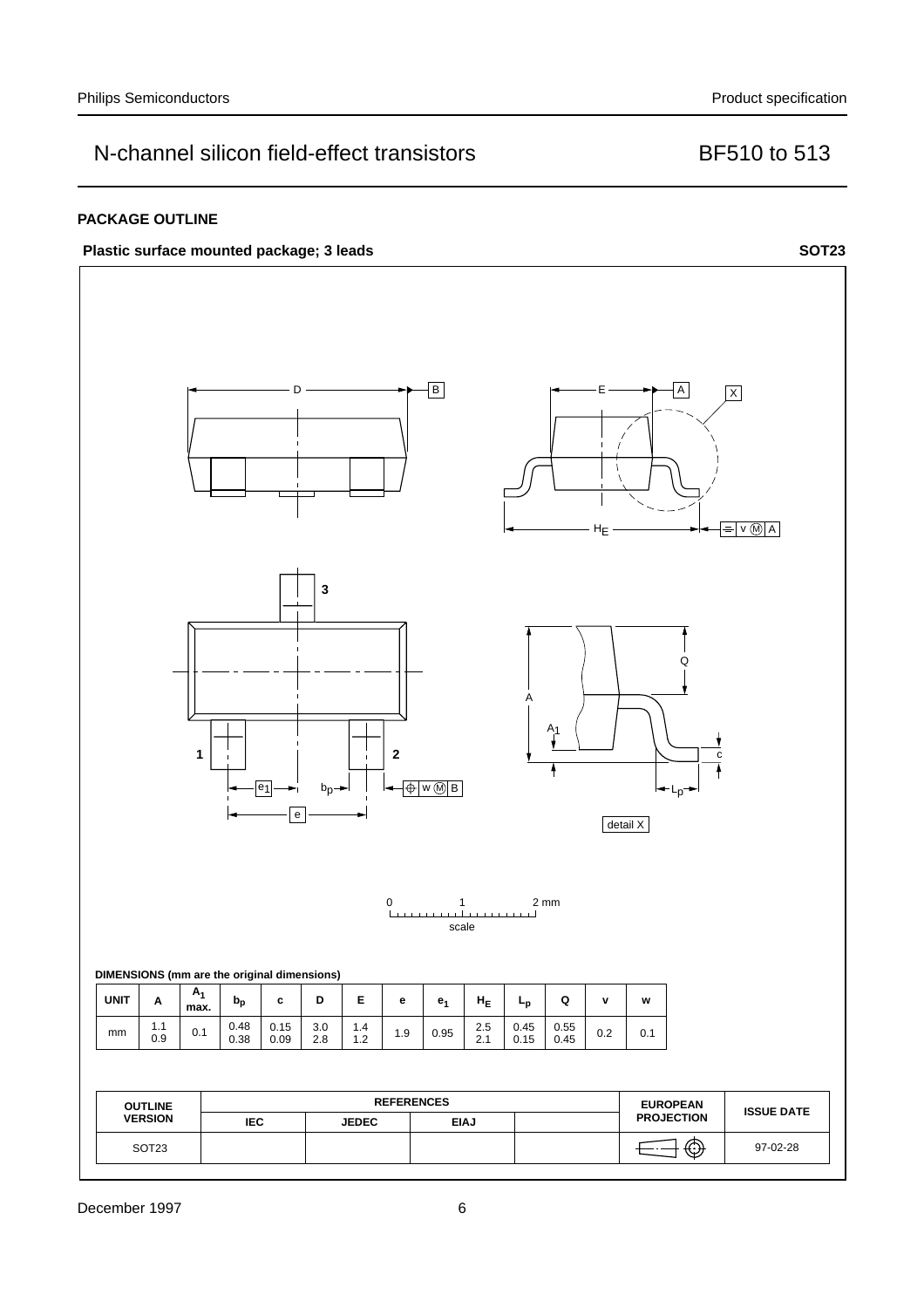## PACKAGE OUTLINE

**Plastic surface mounted package; 3 leads** **SOT23**

DIMENSIONS (mm are the original dimensions)

| UNIT | A | $A_1$ max. | $b_p$ | c | D | E | e | $e_1$ | $H_E$ | $L_p$ | Q | v | w |
|---|---|---|---|---|---|---|---|---|---|---|---|---|---|
| mm | 1.1<br>0.9 | 0.1 | 0.48<br>0.38 | 0.15<br>0.09 | 3.0<br>2.8 | 1.4<br>1.2 | 1.9 | 0.95 | 2.5<br>2.1 | 0.45<br>0.15 | 0.55<br>0.45 | 0.2 | 0.1 |

| OUTLINE VERSION | REFERENCES | | | | EUROPEAN PROJECTION | ISSUE DATE |
|---|---|---|---|---|---|---|
| | IEC | JEDEC | EIAJ | | | |
| SOT23 | | | | | | 97-02-28 |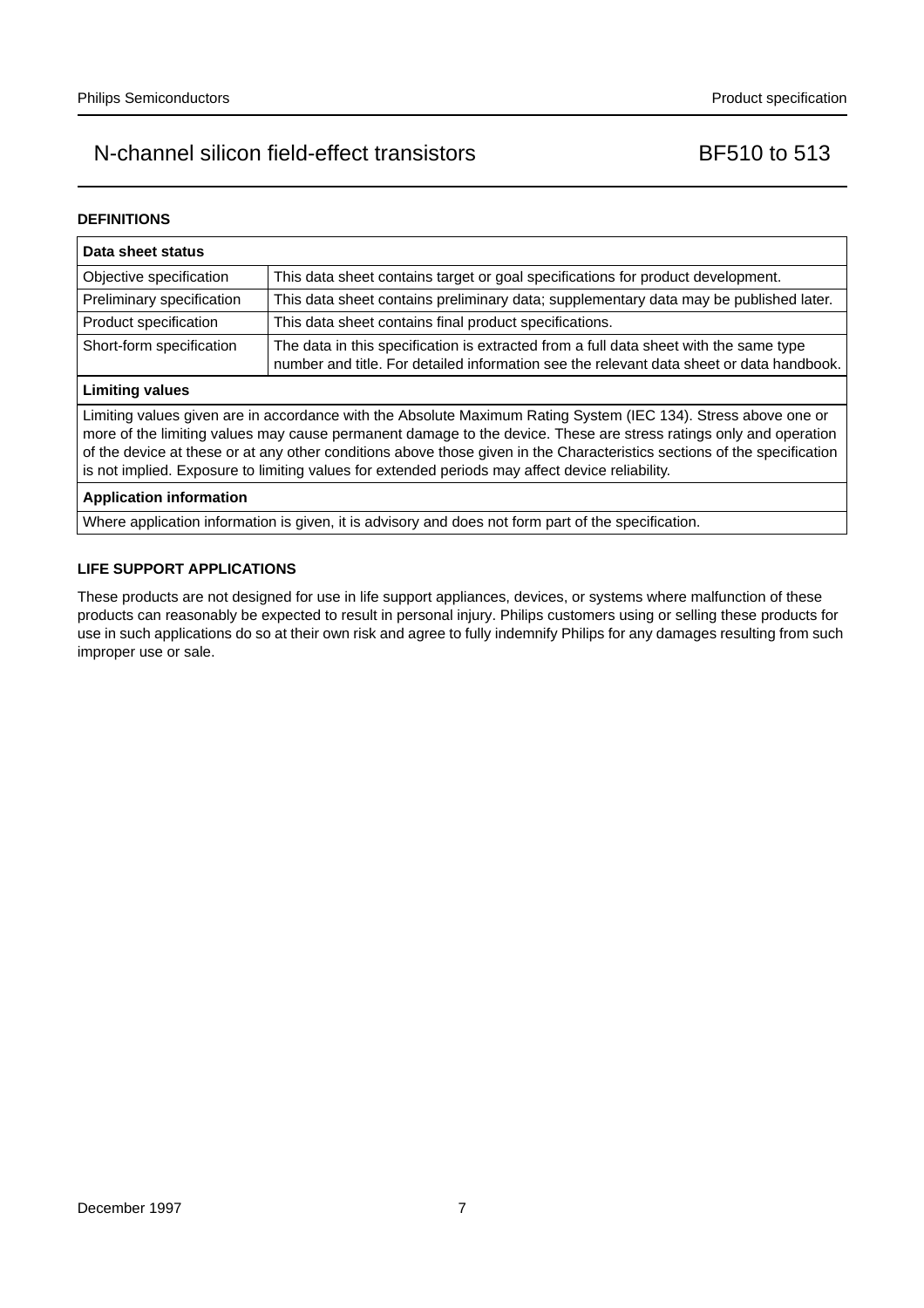## DEFINITIONS

| Data sheet status | |
|---|---|
| Objective specification | This data sheet contains target or goal specifications for product development. |
| Preliminary specification | This data sheet contains preliminary data; supplementary data may be published later. |
| Product specification | This data sheet contains final product specifications. |
| Short-form specification | The data in this specification is extracted from a full data sheet with the same type number and title. For detailed information see the relevant data sheet or data handbook. |
| **Limiting values** | |
| Limiting values given are in accordance with the Absolute Maximum Rating System (IEC 134). Stress above one or more of the limiting values may cause permanent damage to the device. These are stress ratings only and operation of the device at these or at any other conditions above those given in the Characteristics sections of the specification is not implied. Exposure to limiting values for extended periods may affect device reliability. | |
| **Application information** | |
| Where application information is given, it is advisory and does not form part of the specification. | |

## LIFE SUPPORT APPLICATIONS

These products are not designed for use in life support appliances, devices, or systems where malfunction of these products can reasonably be expected to result in personal injury. Philips customers using or selling these products for use in such applications do so at their own risk and agree to fully indemnify Philips for any damages resulting from such improper use or sale.